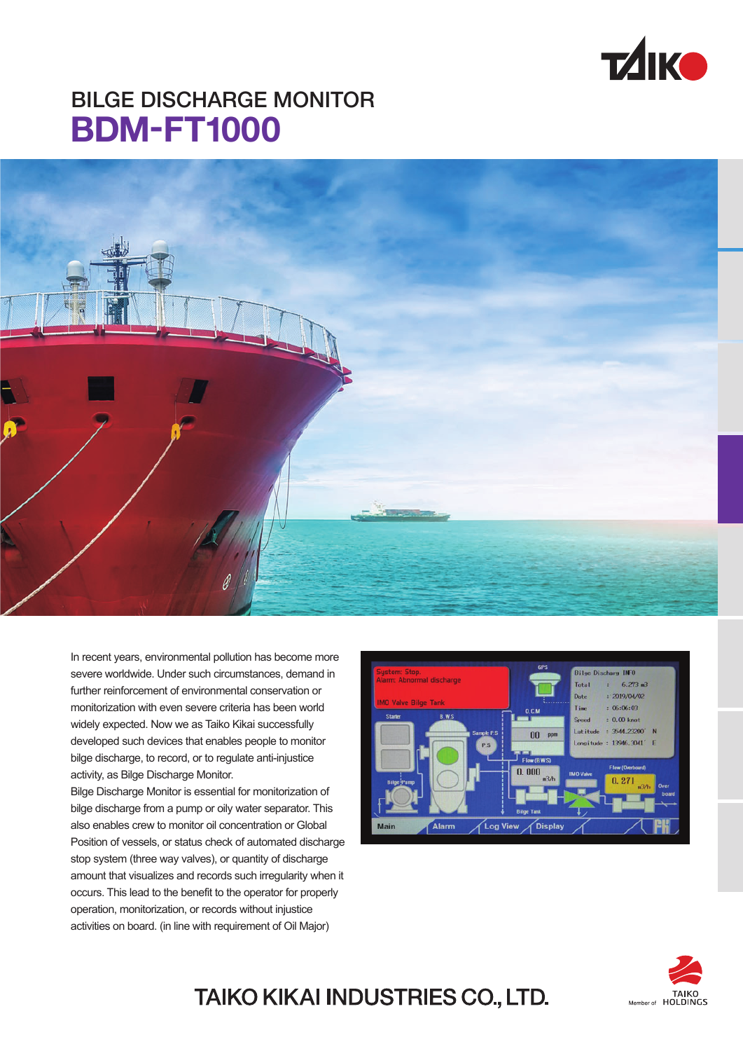# BILGE DISCHARGE MONITOR

# BDM-FT1000

In recent years, environmental pollution has become more severe worldwide. Under such circumstances, demand in further reinforcement of environmental conservation or monitorization with even severe criteria has been world widely expected. Now we as Taiko Kikai successfully developed such devices that enables people to monitor bilge discharge, to record, or to regulate anti-injustice activity, as Bilge Discharge Monitor.

Bilge Discharge Monitor is essential for monitorization of bilge discharge from a pump or oily water separator. This also enables crew to monitor oil concentration or Global Position of vessels, or status check of automated discharge stop system (three way valves), or quantity of discharge amount that visualizes and records such irregularity when it occurs. This lead to the benefit to the operator for properly operation, monitorization, or records without injustice activities on board. (in line with requirement of Oil Major)

TAIKO KIKAI INDUSTRIES CO., LTD.

Member of TAIKO HOLDINGS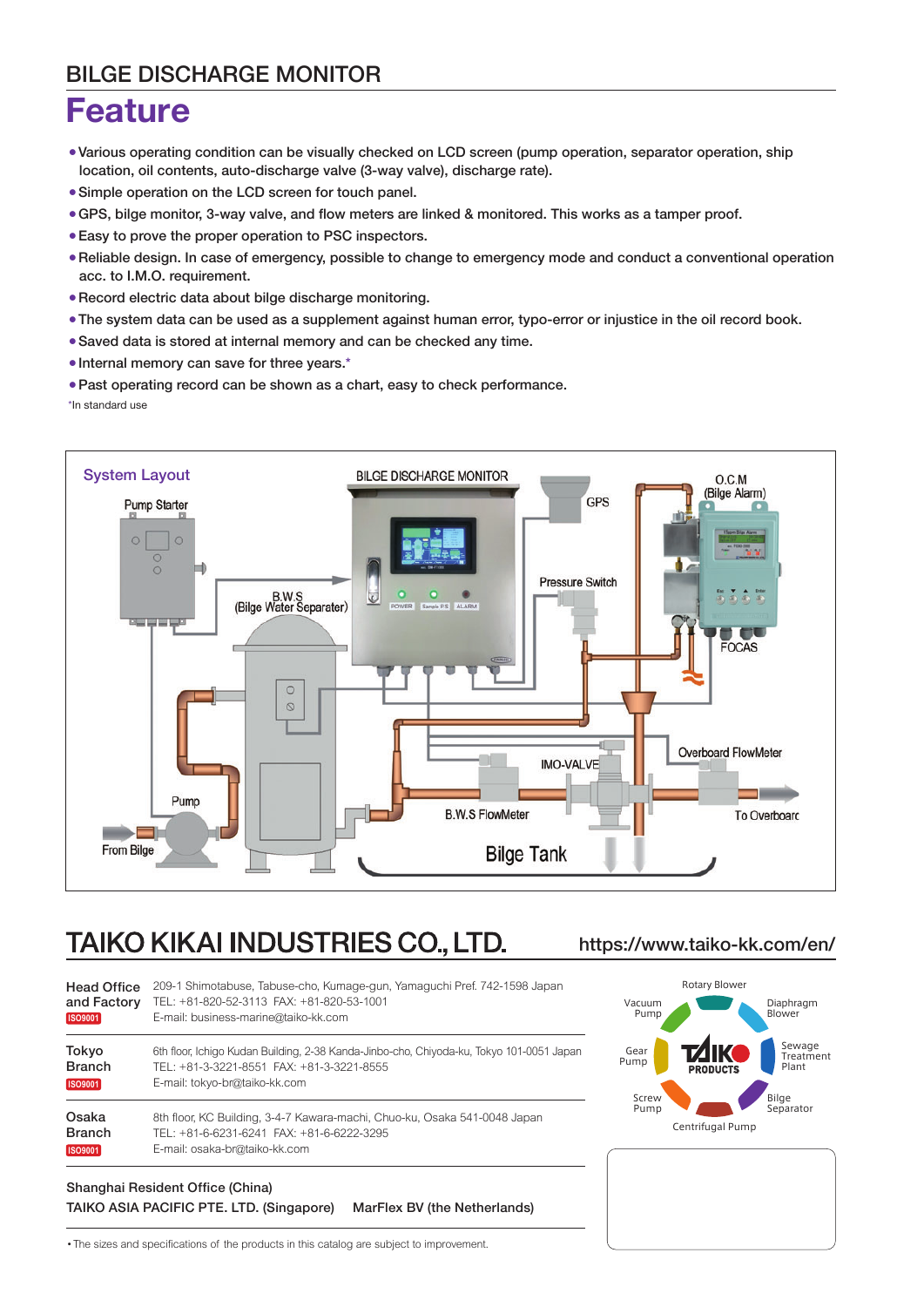## BILGE DISCHARGE MONITOR

# Feature

- Various operating condition can be visually checked on LCD screen (pump operation, separator operation, ship location, oil contents, auto-discharge valve (3-way valve), discharge rate).
- Simple operation on the LCD screen for touch panel.
- GPS, bilge monitor, 3-way valve, and flow meters are linked & monitored. This works as a tamper proof.
- Easy to prove the proper operation to PSC inspectors.
- Reliable design. In case of emergency, possible to change to emergency mode and conduct a conventional operation acc. to I.M.O. requirement.
- Record electric data about bilge discharge monitoring.
- The system data can be used as a supplement against human error, typo-error or injustice in the oil record book.
- Saved data is stored at internal memory and can be checked any time.
- Internal memory can save for three years.*
- Past operating record can be shown as a chart, easy to check performance.

*In standard use

### System Layout

BILGE DISCHARGE MONITOR
Pump Starter
GPS
O.C.M (Bilge Alarm)
B.W.S (Bilge Water Separater)
Pressure Switch
FOCAS
IMO-VALVE
Overboard FlowMeter
Pump
From Bilge
B.W.S FlowMeter
To Overboard
Bilge Tank

## TAIKO KIKAI INDUSTRIES CO., LTD.

https://www.taiko-kk.com/en/

| | |
|---|---|
| **Head Office and Factory** ISO9001 | 209-1 Shimotabuse, Tabuse-cho, Kumage-gun, Yamaguchi Pref. 742-1598 Japan<br>TEL: +81-820-52-3113 FAX: +81-820-53-1001<br>E-mail: business-marine@taiko-kk.com |
| **Tokyo Branch** ISO9001 | 6th floor, Ichigo Kudan Building, 2-38 Kanda-Jinbo-cho, Chiyoda-ku, Tokyo 101-0051 Japan<br>TEL: +81-3-3221-8551 FAX: +81-3-3221-8555<br>E-mail: tokyo-br@taiko-kk.com |
| **Osaka Branch** ISO9001 | 8th floor, KC Building, 3-4-7 Kawara-machi, Chuo-ku, Osaka 541-0048 Japan<br>TEL: +81-6-6231-6241 FAX: +81-6-6222-3295<br>E-mail: osaka-br@taiko-kk.com |

Shanghai Resident Office (China)

TAIKO ASIA PACIFIC PTE. LTD. (Singapore) MarFlex BV (the Netherlands)

TAIKO PRODUCTS
Rotary Blower
Diaphragm Blower
Sewage Treatment Plant
Bilge Separator
Centrifugal Pump
Screw Pump
Gear Pump
Vacuum Pump

• The sizes and specifications of the products in this catalog are subject to improvement.